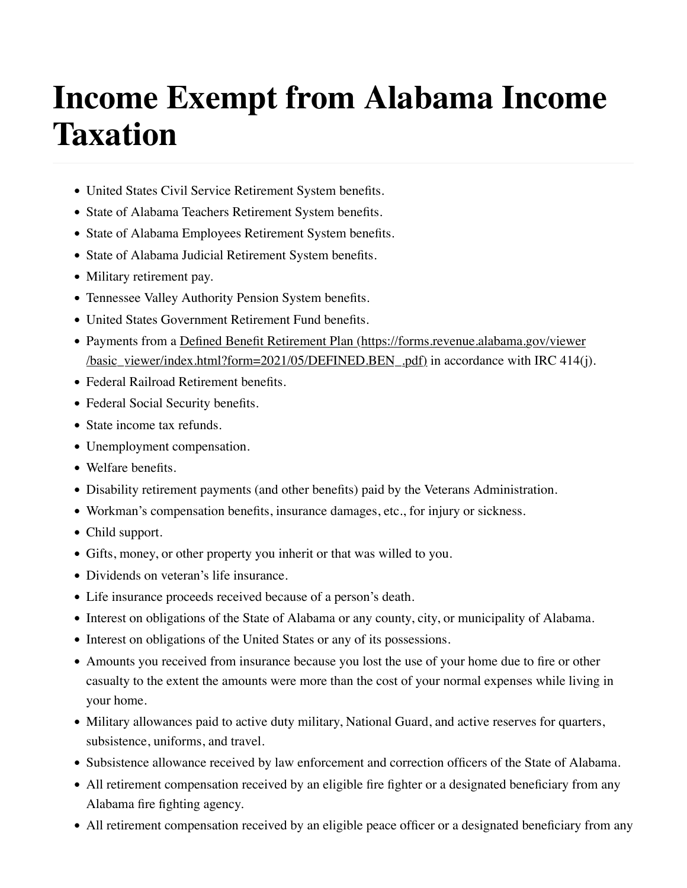# Income Exempt from Alabama Income Taxation

- United States Civil Service Retirement System benefits.
- State of Alabama Teachers Retirement System benefits.
- State of Alabama Employees Retirement System benefits.
- State of Alabama Judicial Retirement System benefits.
- Military retirement pay.
- Tennessee Valley Authority Pension System benefits.
- United States Government Retirement Fund benefits.
- Payments from a [Defined Benefit Retirement Plan (https://forms.revenue.alabama.gov/viewer/basic_viewer/index.html?form=2021/05/DEFINED.BEN_.pdf)](https://forms.revenue.alabama.gov/viewer/basic_viewer/index.html?form=2021/05/DEFINED.BEN_.pdf) in accordance with IRC 414(j).
- Federal Railroad Retirement benefits.
- Federal Social Security benefits.
- State income tax refunds.
- Unemployment compensation.
- Welfare benefits.
- Disability retirement payments (and other benefits) paid by the Veterans Administration.
- Workman's compensation benefits, insurance damages, etc., for injury or sickness.
- Child support.
- Gifts, money, or other property you inherit or that was willed to you.
- Dividends on veteran's life insurance.
- Life insurance proceeds received because of a person's death.
- Interest on obligations of the State of Alabama or any county, city, or municipality of Alabama.
- Interest on obligations of the United States or any of its possessions.
- Amounts you received from insurance because you lost the use of your home due to fire or other casualty to the extent the amounts were more than the cost of your normal expenses while living in your home.
- Military allowances paid to active duty military, National Guard, and active reserves for quarters, subsistence, uniforms, and travel.
- Subsistence allowance received by law enforcement and correction officers of the State of Alabama.
- All retirement compensation received by an eligible fire fighter or a designated beneficiary from any Alabama fire fighting agency.
- All retirement compensation received by an eligible peace officer or a designated beneficiary from any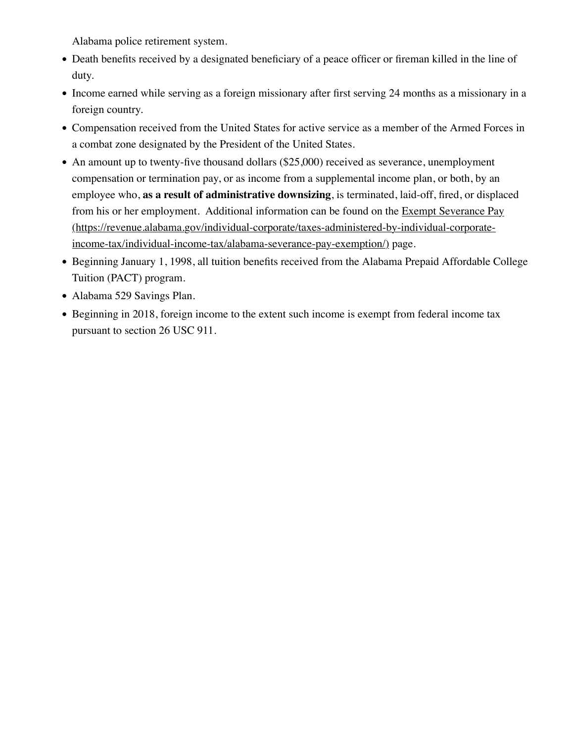Alabama police retirement system.

- Death benefits received by a designated beneficiary of a peace officer or fireman killed in the line of duty.
- Income earned while serving as a foreign missionary after first serving 24 months as a missionary in a foreign country.
- Compensation received from the United States for active service as a member of the Armed Forces in a combat zone designated by the President of the United States.
- An amount up to twenty-five thousand dollars ($25,000) received as severance, unemployment compensation or termination pay, or as income from a supplemental income plan, or both, by an employee who, **as a result of administrative downsizing**, is terminated, laid-off, fired, or displaced from his or her employment. Additional information can be found on the Exempt Severance Pay (https://revenue.alabama.gov/individual-corporate/taxes-administered-by-individual-corporate-income-tax/individual-income-tax/alabama-severance-pay-exemption/) page.
- Beginning January 1, 1998, all tuition benefits received from the Alabama Prepaid Affordable College Tuition (PACT) program.
- Alabama 529 Savings Plan.
- Beginning in 2018, foreign income to the extent such income is exempt from federal income tax pursuant to section 26 USC 911.